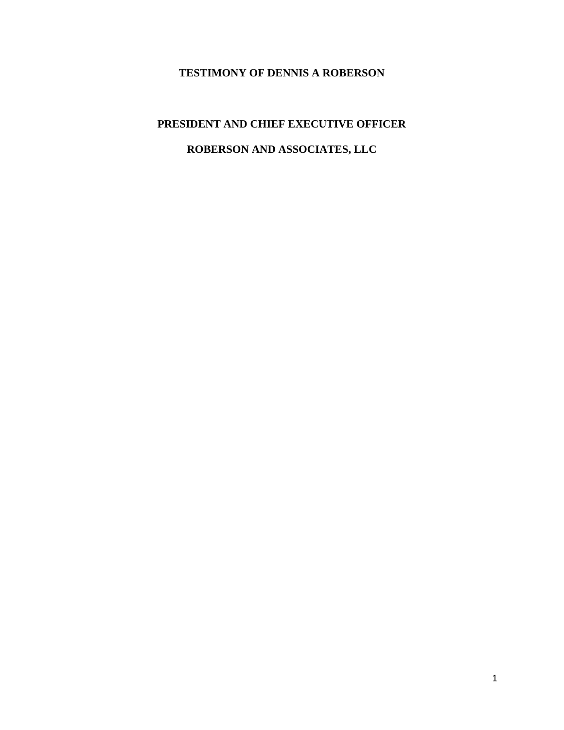# TESTIMONY OF DENNIS A ROBERSON

## PRESIDENT AND CHIEF EXECUTIVE OFFICER

## ROBERSON AND ASSOCIATES, LLC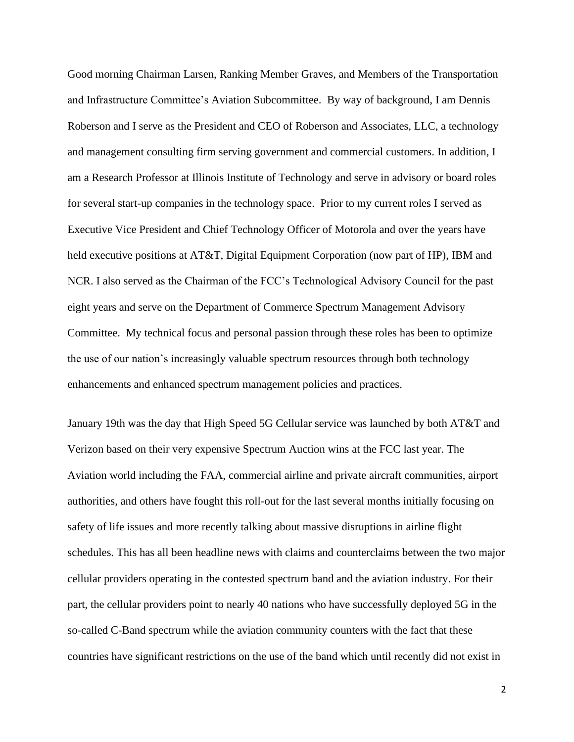Good morning Chairman Larsen, Ranking Member Graves, and Members of the Transportation and Infrastructure Committee's Aviation Subcommittee. By way of background, I am Dennis Roberson and I serve as the President and CEO of Roberson and Associates, LLC, a technology and management consulting firm serving government and commercial customers. In addition, I am a Research Professor at Illinois Institute of Technology and serve in advisory or board roles for several start-up companies in the technology space. Prior to my current roles I served as Executive Vice President and Chief Technology Officer of Motorola and over the years have held executive positions at AT&T, Digital Equipment Corporation (now part of HP), IBM and NCR. I also served as the Chairman of the FCC's Technological Advisory Council for the past eight years and serve on the Department of Commerce Spectrum Management Advisory Committee. My technical focus and personal passion through these roles has been to optimize the use of our nation's increasingly valuable spectrum resources through both technology enhancements and enhanced spectrum management policies and practices.

January 19th was the day that High Speed 5G Cellular service was launched by both AT&T and Verizon based on their very expensive Spectrum Auction wins at the FCC last year. The Aviation world including the FAA, commercial airline and private aircraft communities, airport authorities, and others have fought this roll-out for the last several months initially focusing on safety of life issues and more recently talking about massive disruptions in airline flight schedules. This has all been headline news with claims and counterclaims between the two major cellular providers operating in the contested spectrum band and the aviation industry. For their part, the cellular providers point to nearly 40 nations who have successfully deployed 5G in the so-called C-Band spectrum while the aviation community counters with the fact that these countries have significant restrictions on the use of the band which until recently did not exist in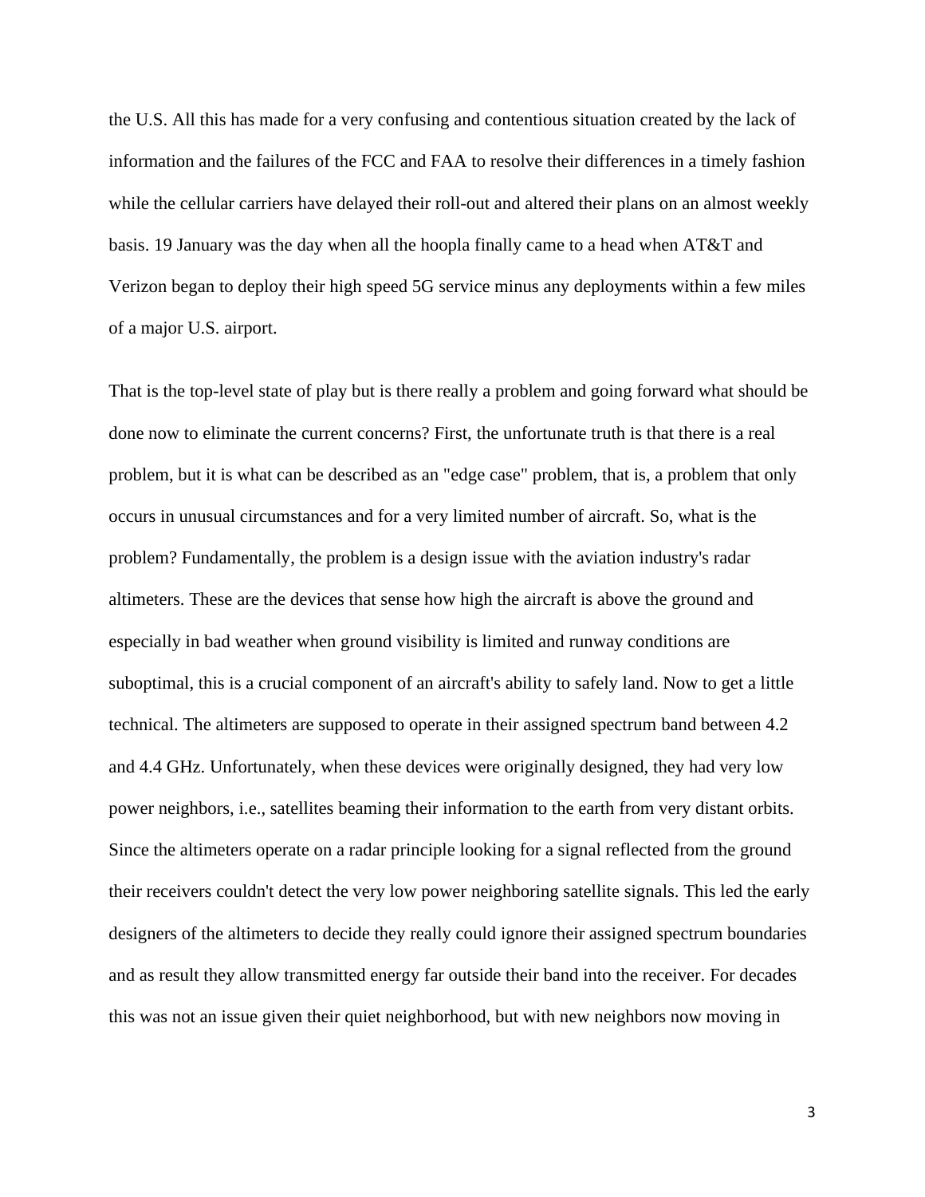the U.S. All this has made for a very confusing and contentious situation created by the lack of information and the failures of the FCC and FAA to resolve their differences in a timely fashion while the cellular carriers have delayed their roll-out and altered their plans on an almost weekly basis. 19 January was the day when all the hoopla finally came to a head when AT&T and Verizon began to deploy their high speed 5G service minus any deployments within a few miles of a major U.S. airport.

That is the top-level state of play but is there really a problem and going forward what should be done now to eliminate the current concerns? First, the unfortunate truth is that there is a real problem, but it is what can be described as an "edge case" problem, that is, a problem that only occurs in unusual circumstances and for a very limited number of aircraft. So, what is the problem? Fundamentally, the problem is a design issue with the aviation industry's radar altimeters. These are the devices that sense how high the aircraft is above the ground and especially in bad weather when ground visibility is limited and runway conditions are suboptimal, this is a crucial component of an aircraft's ability to safely land. Now to get a little technical. The altimeters are supposed to operate in their assigned spectrum band between 4.2 and 4.4 GHz. Unfortunately, when these devices were originally designed, they had very low power neighbors, i.e., satellites beaming their information to the earth from very distant orbits. Since the altimeters operate on a radar principle looking for a signal reflected from the ground their receivers couldn't detect the very low power neighboring satellite signals. This led the early designers of the altimeters to decide they really could ignore their assigned spectrum boundaries and as result they allow transmitted energy far outside their band into the receiver. For decades this was not an issue given their quiet neighborhood, but with new neighbors now moving in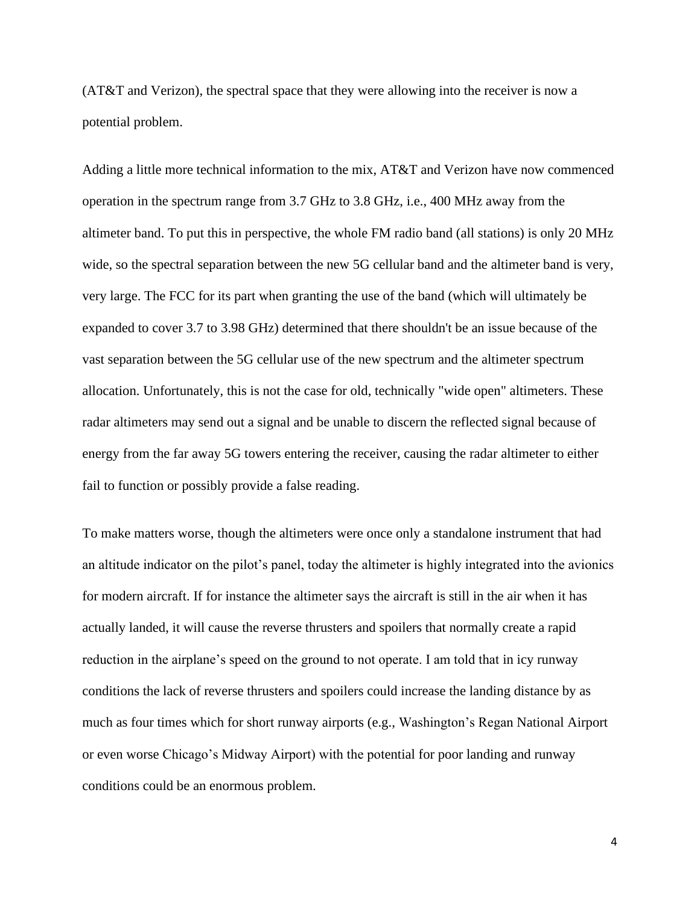(AT&T and Verizon), the spectral space that they were allowing into the receiver is now a potential problem.

Adding a little more technical information to the mix, AT&T and Verizon have now commenced operation in the spectrum range from 3.7 GHz to 3.8 GHz, i.e., 400 MHz away from the altimeter band. To put this in perspective, the whole FM radio band (all stations) is only 20 MHz wide, so the spectral separation between the new 5G cellular band and the altimeter band is very, very large. The FCC for its part when granting the use of the band (which will ultimately be expanded to cover 3.7 to 3.98 GHz) determined that there shouldn't be an issue because of the vast separation between the 5G cellular use of the new spectrum and the altimeter spectrum allocation. Unfortunately, this is not the case for old, technically "wide open" altimeters. These radar altimeters may send out a signal and be unable to discern the reflected signal because of energy from the far away 5G towers entering the receiver, causing the radar altimeter to either fail to function or possibly provide a false reading.

To make matters worse, though the altimeters were once only a standalone instrument that had an altitude indicator on the pilot's panel, today the altimeter is highly integrated into the avionics for modern aircraft. If for instance the altimeter says the aircraft is still in the air when it has actually landed, it will cause the reverse thrusters and spoilers that normally create a rapid reduction in the airplane's speed on the ground to not operate. I am told that in icy runway conditions the lack of reverse thrusters and spoilers could increase the landing distance by as much as four times which for short runway airports (e.g., Washington's Regan National Airport or even worse Chicago's Midway Airport) with the potential for poor landing and runway conditions could be an enormous problem.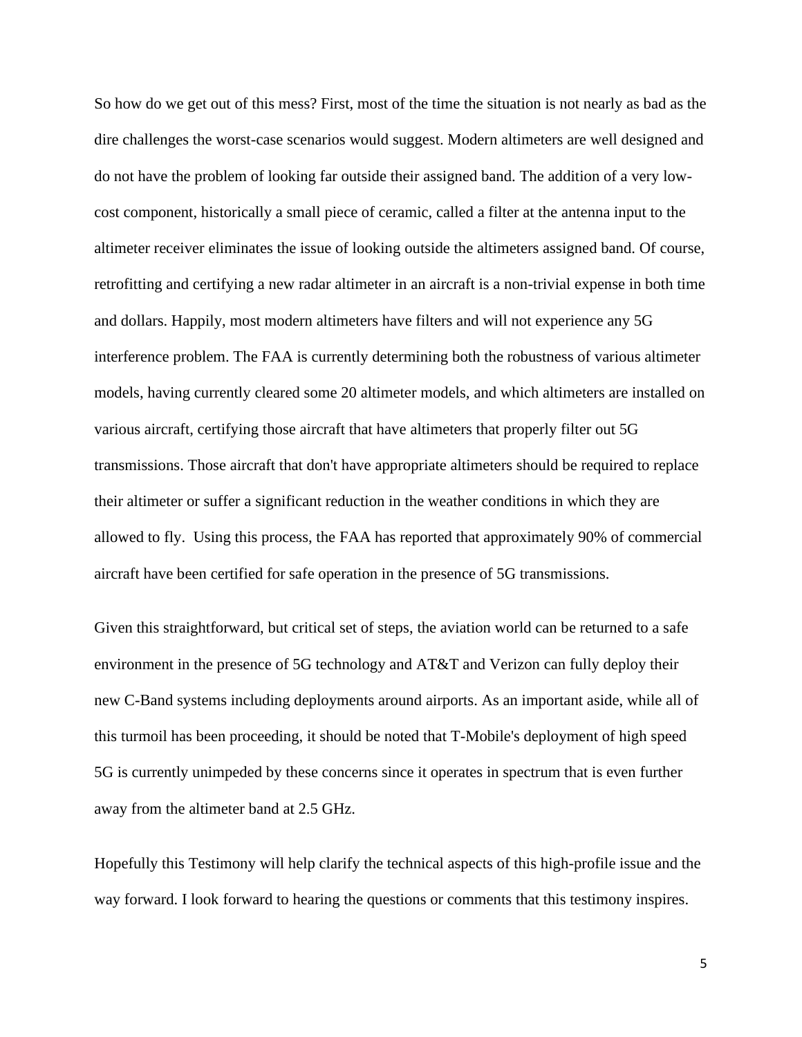So how do we get out of this mess? First, most of the time the situation is not nearly as bad as the dire challenges the worst-case scenarios would suggest. Modern altimeters are well designed and do not have the problem of looking far outside their assigned band. The addition of a very low-cost component, historically a small piece of ceramic, called a filter at the antenna input to the altimeter receiver eliminates the issue of looking outside the altimeters assigned band. Of course, retrofitting and certifying a new radar altimeter in an aircraft is a non-trivial expense in both time and dollars. Happily, most modern altimeters have filters and will not experience any 5G interference problem. The FAA is currently determining both the robustness of various altimeter models, having currently cleared some 20 altimeter models, and which altimeters are installed on various aircraft, certifying those aircraft that have altimeters that properly filter out 5G transmissions. Those aircraft that don't have appropriate altimeters should be required to replace their altimeter or suffer a significant reduction in the weather conditions in which they are allowed to fly. Using this process, the FAA has reported that approximately 90% of commercial aircraft have been certified for safe operation in the presence of 5G transmissions.

Given this straightforward, but critical set of steps, the aviation world can be returned to a safe environment in the presence of 5G technology and AT&T and Verizon can fully deploy their new C-Band systems including deployments around airports. As an important aside, while all of this turmoil has been proceeding, it should be noted that T-Mobile's deployment of high speed 5G is currently unimpeded by these concerns since it operates in spectrum that is even further away from the altimeter band at 2.5 GHz.

Hopefully this Testimony will help clarify the technical aspects of this high-profile issue and the way forward. I look forward to hearing the questions or comments that this testimony inspires.